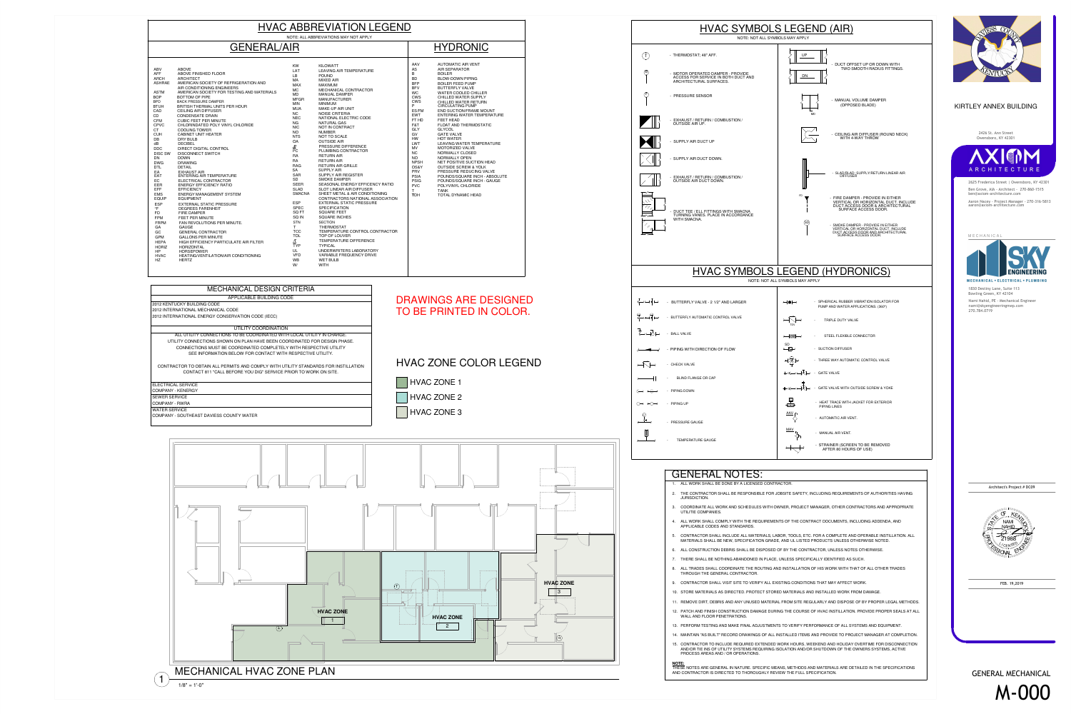# HVAC ABBREVIATION LEGEND

NOTE: ALL ABBREVIATIONS MAY NOT APPLY

## GENERAL/AIR

| Abbr. | Definition | Abbr. | Definition |
|---|---|---|---|
| ABV | ABOVE | KW | KILOWATT |
| AFF | ABOVE FINISHED FLOOR | LAT | LEAVING AIR TEMPERATURE |
| ARCH | ARCHITECT | LB | POUND |
| ASHRAE | AMERICAN SOCIETY OF REFRIGERATION AND AIR CONDITIONING ENGINEERS | MA | MIXED AIR |
| ASTM | AMERICAN SOCIETY FOR TESTING AND MATERIALS | MAX | MAXIMUM |
| BOP | BOTTOM OF PIPE | MC | MECHANICAL CONTRACTOR |
| BPD | BACK PRESSURE DAMPER | MD | MANUAL DAMPER |
| BTUH | BRITISH THERMAL UNITS PER HOUR | MFGR | MANUFACTURER |
| CAD | CEILING AIR DIFFUSER | MIN | MINIMUM |
| CD | CONDENSATE DRAIN | MUA | MAKE-UP AIR UNIT |
| CFM | CUBIC FEET PER MINUTE | NC | NOISE CRITERIA |
| CPVC | CHLORINATED POLY VINYL CHLORIDE | NEC | NATIONAL ELECTRIC CODE |
| CT | COOLING TOWER | NG | NATURAL GAS |
| CUH | CABINET UNIT HEATER | NIC | NOT IN CONTRACT |
| DB | DRY BULB | NO | NUMBER |
| dB | DECIBEL | NTS | NOT TO SCALE |
| DDC | DIRECT DIGITAL CONTROL | OA | OUTSIDE AIR |
| DISC SW | DISCONNECT SWITCH | ∆P | PRESSURE DIFFERENCE |
| DN | DOWN | PC | PLUMBING CONTRACTOR |
| DWG | DRAWING | RA | RETURN AIR |
| DTL | DETAIL | RA | RETURN AIR |
| EA | EXHAUST AIR | RAG | RETURN AIR GRILLE |
| EAT | ENTERING AIR TEMPERATURE | SA | SUPPLY AIR |
| EC | ELECTRICAL CONTRACTOR | SAR | SUPPLY AIR REGISTER |
| EER | ENERGY EFFICIENCY RATIO | SD | SMOKE DAMPER |
| EFF | EFFICIENCY | SEER | SEASONAL ENERGY EFFICIENCY RATIO |
| EMS | ENERGY MANAGEMENT SYSTEM | SLAD | SLOT LINEAR AIR DIFFUSER |
| EQUIP | EQUIPMENT | SMACNA | SHEET METAL & AIR CONDITIONING CONTRACTORS NATIONAL ASSOCIATION |
| ESP | EXTERNAL STATIC PRESSURE | ESP | EXTERNAL STATIC PRESSURE |
| °F | DEGREES FARENHEIT | SPEC | SPECIFICATION |
| FD | FIRE DAMPER | SQ FT | SQUARE FEET |
| FPM | FEET PER MINUTE | SQ IN | SQUARE INCHES |
| FRPM | FAN REVOLUTIONS PER MINUTE | STN | SECTION |
| GA | GAUGE | T | THERMOSTAT |
| GC | GENERAL CONTRACTOR | TCC | TEMPERATURE CONTROL CONTRACTOR |
| GPM | GALLONS PER MINUTE | TOL | TOP OF LOUVER |
| HEPA | HIGH EFFICIENCY PARTICULATE AIR FILTER | ∆T | TEMPERATURE DIFFERENCE |
| HORIZ | HORIZONTAL | TYP | TYPICAL |
| HP | HORSEPOWER | UL | UNDERWRITERS LABORATORY |
| HVAC | HEATING/VENTILATION/AIR CONDITIONING | VFD | VARIABLE FREQUENCY DRIVE |
| HZ | HERTZ | WB | WET BULB |
| | | W/ | WITH |

## HYDRONIC

| Abbr. | Definition |
|---|---|
| AAV | AUTOMATIC AIR VENT |
| AS | AIR SEPARATOR |
| B | BOILER |
| BD | BLOW-DOWN PIPING |
| BFP | BOILER FEED PUMP |
| BFV | BUTTERFLY VALVE |
| WC | WATER COOLED CHILLER |
| CWS | CHILLED WATER SUPPLY |
| CWS | CHILLED WATER RETURN |
| P | CIRCULATING PUMP |
| ES/FM | END SUCTION/FRAME MOUNT |
| EWT | ENTERING WATER TEMPERATURE |
| FT HD | FEET HEAD |
| F&T | FLOAT AND THERMOSTATIC |
| GLY | GLYCOL |
| GV | GATE VALVE |
| HW | HOT WATER |
| LWT | LEAVING WATER TEMPERATURE |
| MV | MOTORIZED VALVE |
| NC | NORMALLY CLOSED |
| NO | NORMALLY OPEN |
| NPSH | NET POSITIVE SUCTION HEAD |
| OS&Y | OUTSIDE SCREW & YOLK |
| PRV | PRESSURE REDUCING VALVE |
| PSIA | POUNDS/SQUARE INCH - ABSOLUTE |
| PSIG | POUNDS/SQUARE INCH - GAUGE |
| PVC | POLYVINYL CHLORIDE |
| T | TANK |
| TDH | TOTAL DYNAMIC HEAD |

# MECHANICAL DESIGN CRITERIA

APPLICABLE BUILDING CODE

2012 KENTUCKY BUILDING CODE
2012 INTERNATIONAL MECHANICAL CODE
2012 INTERNATIONAL ENERGY CONSERVATION CODE (IECC)

UTILITY COORDINATION

ALL UTILITY CONNECTIONS TO BE COORDINATED WITH LOCAL UTILITY IN CHARGE. UTILITY CONNECTIONS SHOWN ON PLAN HAVE BEEN COORDINATED FOR DESIGN PHASE. CONNECTIONS MUST BE COORDINATED COMPLETELY WITH RESPECTIVE UTILITY. SEE INFORMATION BELOW FOR CONTACT WITH RESPECTIVE UTILITY.

CONTRACTOR TO OBTAIN ALL PERMITS AND COMPLY WITH UTILITY STANDARDS FOR INSTILLATION CONTACT 811 "CALL BEFORE YOU DIG" SERVICE PRIOR TO WORK ON SITE.

ELECTRICAL SERVICE
COMPANY - KENERGY

SEWER SERVICE
COMPANY - RWRA

WATER SERVICE
COMPANY - SOUTHEAST DAVIESS COUNTY WATER

DRAWINGS ARE DESIGNED TO BE PRINTED IN COLOR.

## HVAC ZONE COLOR LEGEND

- HVAC ZONE 1
- HVAC ZONE 2
- HVAC ZONE 3

HVAC ZONE 1 — HVAC ZONE 2 — HVAC ZONE 3

1 MECHANICAL HVAC ZONE PLAN
1/8" = 1'-0"

# HVAC SYMBOLS LEGEND (AIR)

NOTE: NOT ALL SYMBOLS MAY APPLY

- THERMOSTAT; 46" AFF.
- MOTOR OPERATED DAMPER - PROVIDE ACCESS FOR SERVICE IN BOTH DUCT AND ARCHITECTURAL SURFACES.
- PRESSURE SENSOR
- EXHAUST / RETURN / COMBUSTION / OUTSIDE AIR UP.
- SUPPLY AIR DUCT UP
- SUPPLY AIR DUCT DOWN.
- EXHAUST / RETURN / COMBUSTION / OUTSIDE AIR DUCT DOWN.
- DUCT TEE / ELL FITTINGS WITH SMACNA TURNING VANES. PLACE IN ACCORDANCE WITH SMACNA.
- DUCT OFFSET UP OR DOWN WITH TWO SMOOTH RADIUS FITTINGS.
- MANUAL VOLUME DAMPER (OPPOSED BLADE)
- CEILING AIR DIFFUSER (ROUND NECK) WITH 4-WAY THROW
- SLAD/RLAD - SUPPLY/RETURN LINEAR AIR DIFFUSER
- FIRE DAMPER - PROVIDE IN EITHER VERTICAL OR HORIZONTAL DUCT. INCLUDE DUCT ACCESS DOOR & ARCHITECTURAL SURFACE ACCESS DOOR.
- SMOKE DAMPER - PROVIDE IN EITHER VERTICAL OR HORIZONTAL DUCT. INCLUDE DUCT ACCESS DOOR AND ARCHITECTURAL SURFACE ACCESS DOOR.

# HVAC SYMBOLS LEGEND (HYDRONICS)

NOTE: NOT ALL SYMBOLS MAY APPLY

- BUTTERFLY VALVE - 2 1/2" AND LARGER
- BUTTERFLY AUTOMATIC CONTROL VALVE
- BALL VALVE
- PIPING WITH DIRECTION OF FLOW
- CHECK VALVE
- BLIND FLANGE OR CAP
- PIPING DOWN
- PIPING UP
- PRESSURE GAUGE
- TEMPERATURE GAUGE
- SPHERICAL RUBBER VIBRATION ISOLATOR FOR PUMP AND WATER APPLICATIONS. (360°)
- TRIPLE DUTY VALVE
- STEEL FLEXIBLE CONNECTOR
- SUCTION DIFFUSER
- THREE WAY AUTOMATIC CONTROL VALVE
- GATE VALVE
- GATE VALVE WITH OUTSIDE SCREW & YOKE
- HEAT TRACE WITH JACKET FOR EXTERIOR PIPING LINES
- AUTOMATIC AIR VENT.
- MANUAL AIR VENT.
- STRAINER (SCREEN TO BE REMOVED AFTER 80 HOURS OF USE)

# GENERAL NOTES:

1. ALL WORK SHALL BE DONE BY A LICENSED CONTRACTOR.
2. THE CONTRACTOR SHALL BE RESPONSIBLE FOR JOBSITE SAFETY, INCLUDING REQUIREMENTS OF AUTHORITIES HAVING JURISDICTION.
3. COORDINATE ALL WORK AND SCHEDULES WITH OWNER, PROJECT MANAGER, OTHER CONTRACTORS AND APPROPRIATE UTILITIE COMPANIES.
4. ALL WORK SHALL COMPLY WITH THE REQUIREMENTS OF THE CONTRACT DOCUMENTS, INCLUDING ADDENDA, AND APPLICABLE CODES AND STANDARDS.
5. CONTRACTOR SHALL INCLUDE ALL MATERIALS, LABOR, TOOLS, ETC. FOR A COMPLETE AND OPERABLE INSTALLATION. ALL MATERIALS SHALL BE NEW, SPECIFICATION GRADE, AND UL LISTED PRODUCTS UNLESS OTHERWISE NOTED.
6. ALL CONSTRUCTION DEBRIS SHALL BE DISPOSED OF BY THE CONTRACTOR, UNLESS NOTES OTHERWISE.
7. THERE SHALL BE NOTHING ABANDONED IN PLACE, UNLESS SPECIFICALLY IDENTIFIED AS SUCH.
8. ALL TRADES SHALL COORDINATE THE ROUTING AND INSTALLATION OF HIS WORK WITH THAT OF ALL OTHER TRADES THROUGH THE GENERAL CONTRACTOR.
9. CONTRACTOR SHALL VISIT SITE TO VERIFY ALL EXISTING CONDITIONS THAT MAY AFFECT WORK.
10. STORE MATERIALS AS DIRECTED. PROTECT STORED MATERIALS AND INSTALLED WORK FROM DAMAGE.
11. REMOVE DIRT, DEBRIS AND ANY UNUSED MATERIAL FROM SITE REGULARLY AND DISPOSE OF BY PROPER LEGAL METHODS.
12. PATCH AND FINISH CONSTRUCTION DAMAGE DURING THE COURSE OF HVAC INSTALLATION. PROVIDE PROPER SEALS AT ALL WALL AND FLOOR PENETRATIONS.
13. PERFORM TESTING AND MAKE FINAL ADJUSTMENTS TO VERIFY PERFORMANCE OF ALL SYSTEMS AND EQUIPMENT.
14. MAINTAIN "AS BUILT" RECORD DRAWINGS OF ALL INSTALLED ITEMS AND PROVIDE TO PROJECT MANAGER AT COMPLETION.
15. CONTRACTOR TO INCLUDE REQUIRED EXTENDED WORK HOURS, WEEKEND AND HOLIDAY OVERTIME FOR DISCONNECTION AND/OR TIE INS OF UTILITY SYSTEMS REQUIRING ISOLATION AND/OR SHUTDOWN OF THE OWNERS SYSTEMS, ACTIVE PROCESS AREAS AND / OR OPERATIONS.

**NOTE:**
THESE NOTES ARE GENERAL IN NATURE. SPECIFIC MEANS, METHODS AND MATERIALS ARE DETAILED IN THE SPECIFICATIONS AND CONTRACTOR IS DIRECTED TO THOROUGHLY REVIEW THE FULL SPECIFICATION.

KIRTLEY ANNEX BUILDING

2426 St. Ann Street
Owensboro, KY 42301

AXIOM ARCHITECTURE

2625 Frederica Street | Owensboro, KY 42301
Ben Grove, AIA - Architect - 270-860-1515
ben@axiom-architecture.com

Aaron Nacey - Project Manager - 270-316-5813
aaron@axiom-architecture.com

MECHANICAL

SKY ENGINEERING
MECHANICAL • ELECTRICAL • PLUMBING

1830 Destiny Lane, Suite 113
Bowling Green, KY 42104

Nami Nahid, PE - Mechanical Engineer
nami@skyengineeringmep.com
270.784.0719

Architect's Project # DC09

STATE OF KENTUCKY — NAMI NAHID — 21988 — LICENSED PROFESSIONAL ENGINEER

FEB. 19, 2019

GENERAL MECHANICAL

M-000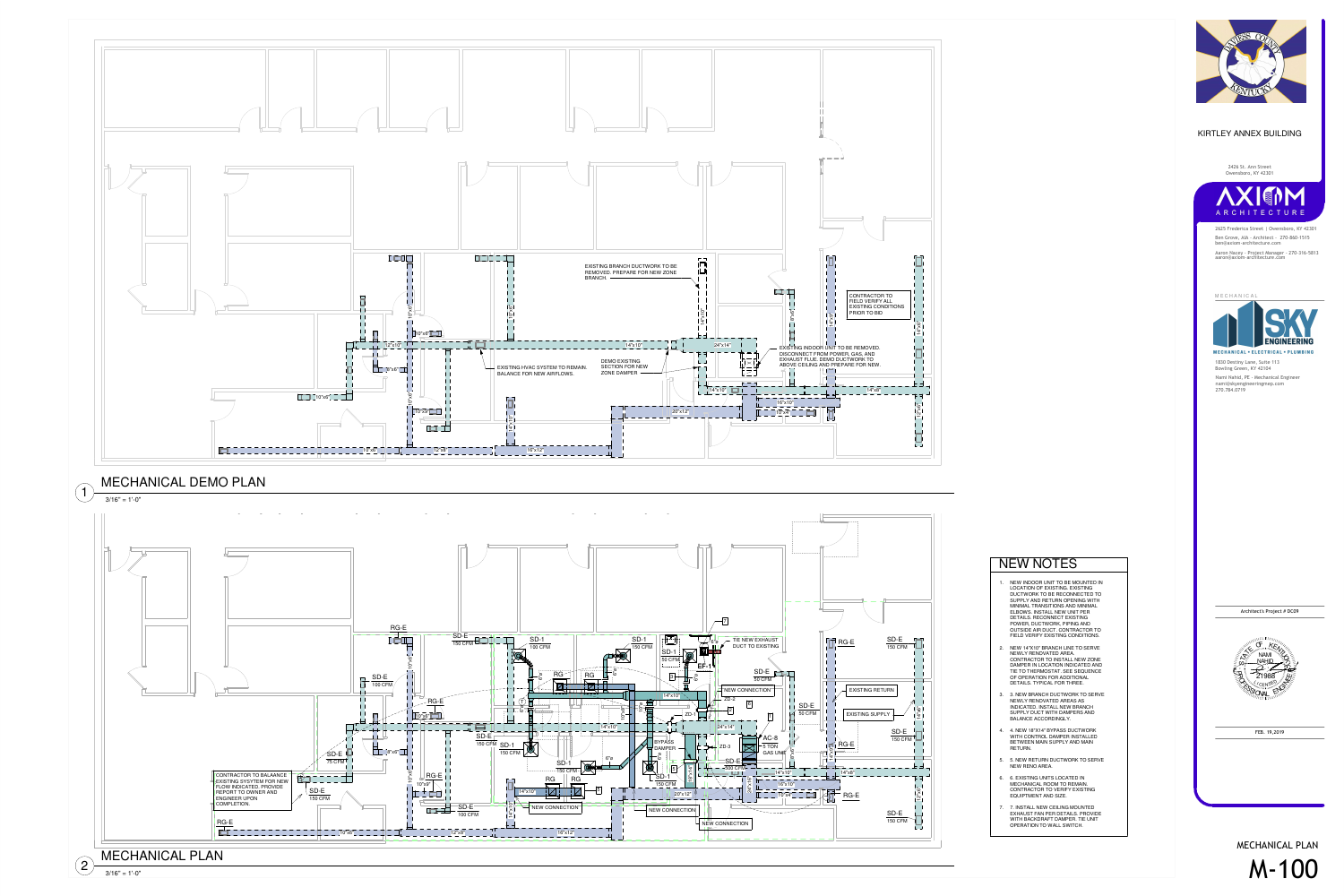## MECHANICAL DEMO PLAN

3/16" = 1'-0"

EXISTING BRANCH DUCTWORK TO BE REMOVED. PREPARE FOR NEW ZONE BRANCH.

CONTRACTOR TO FIELD VERIFY ALL EXISTING CONDITIONS PRIOR TO BID

EXISTING INDOOR UNIT TO BE REMOVED. DISCONNECT FROM POWER, GAS, AND EXHAUST FLUE. DEMO DUCTWORK TO ABOVE CEILING AND PREPARE FOR NEW.

DEMO EXISTING SECTION FOR NEW ZONE DAMPER

EXISTING HVAC SYSTEM TO REMAIN. BALANCE FOR NEW AIRFLOWS.

## MECHANICAL PLAN

3/16" = 1'-0"

CONTRACTOR TO BALAANCE EXISTING SYSYTEM FOR NEW FLOW INDICATED. PROVIDE REPORT TO OWNER AND ENGINEER UPON COMPLETION.

TIE NEW EXHAUST DUCT TO EXISTING

NEW CONNECTION

EXISTING RETURN

EXISTING SUPPLY

BYPASS DAMPER

AC-8 3 TON GAS UNIT

## NEW NOTES

1. NEW INDOOR UNIT TO BE MOUNTED IN LOCATION OF EXISTING. EXISTING DUCTWORK TO BE RECONNECTED TO SUPPLY AND RETURN OPENING WITH MINIMAL TRANSITIONS AND MINIMAL ELBOWS. INSTALL NEW UNIT PER DETAILS. RECONNECT EXISTING POWER, DUCTWORK, PIPING AND OUTSIDE AIR DUCT. CONTRACTOR TO FIELD VERIFY EXISTING CONDITIONS.
2. NEW 14"X10" BRANCH LINE TO SERVE NEWLY RENOVATED AREA. CONTRACTOR TO INSTALL NEW ZONE DAMPER IN LOCATION INDICATED AND TIE TO THERMOSTAT. SEE SEQUENCE OF OPERATION FOR ADDITIONAL DETAILS. TYPICAL FOR THREE.
3. 3. NEW BRANCH DUCTWORK TO SERVE NEWLY RENOVATED AREAS AS INDICATED. INSTALL NEW BRANCH SUPPLY DUCT WITH DAMPERS AND BALANCE ACCORDINGLY.
4. 4. NEW 18"X14" BYPASS DUCTWORK WITH CONTROL DAMPER INSTALLED BETWEEN MAIN SUPPLY AND MAIN RETURN.
5. 5. NEW RETURN DUCTWORK TO SERVE NEW RENO AREA.
6. 6. EXISTING UNITS LOCATED IN MECHANICAL ROOM TO REMAIN. CONTRACTOR TO VERIFY EXISTING EQUIPMENT AND SIZE.
7. 7. INSTALL NEW CEILING MOUNTED EXHAUST FAN PER DETAILS. PROVIDE WITH BACKDRAFT DAMPER. TIE UNIT OPERATION TO WALL SWITCH.

KIRTLEY ANNEX BUILDING

2426 St. Ann Street
Owensboro, KY 42301

AXIOM ARCHITECTURE

2625 Frederica Street | Owensboro, KY 42301

Ben Grove, AIA - Architect - 270-860-1515
ben@axiom-architecture.com

Aaron Nacey - Project Manager - 270-316-5813
aaron@axiom-architecture.com

MECHANICAL

SKY ENGINEERING
MECHANICAL • ELECTRICAL • PLUMBING

1830 Destiny Lane, Suite 113
Bowling Green, KY 42104

Nami Nahid, PE - Mechanical Engineer
nami@skyengineeringmep.com
270.784.0719

Architect's Project # DC09

FEB. 19,2019

MECHANICAL PLAN

M-100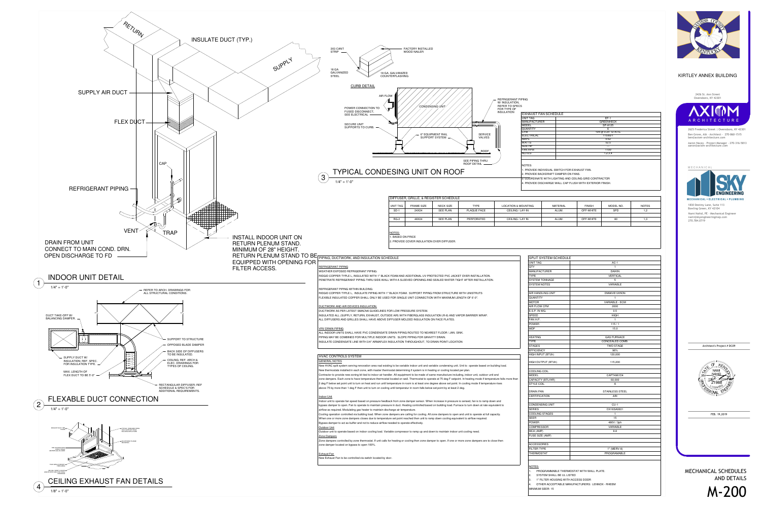# MECHANICAL SCHEDULES AND DETAILS

KIRTLEY ANNEX BUILDING

2426 St. Ann Street
Owensboro, KY 42301

AXIOM ARCHITECTURE

2625 Frederica Street | Owensboro, KY 42301

Ben Grove, AIA - Architect - 270-860-1515
ben@axiom-architecture.com

Aaron Nacey - Project Manager - 270-316-5813
aaron@axiom-architecture.com

MECHANICAL

SKY ENGINEERING
MECHANICAL • ELECTRICAL • PLUMBING

1830 Destiny Lane, Suite 113
Bowling Green, KY 42104

Nami Nahid, PE - Mechanical Engineer
nami@skyengineeringmep.com
270.784.0719

Architect's Project # DC09

FEB. 19,2019

M-200

## 1 INDOOR UNIT DETAIL

1/4" = 1'-0"

- RETURN
- SUPPLY
- INSULATE DUCT (TYP.)
- SUPPLY AIR DUCT
- FLEX DUCT
- CAP
- REFRIGERANT PIPING
- VENT
- TRAP
- DRAIN FROM UNIT CONNECT TO MAIN COND. DRN. OPEN DISCHARGE TO FD
- INSTALL INDOOR UNIT ON RETURN PLENUM STAND. MINIMUM OF 28" HEIGHT. RETURN PLENUM STAND TO BE EQUIPPED WITH OPENING FOR FILTER ACCESS.

## 2 FLEXABLE DUCT CONNECTION

1/4" = 1'-0"

- REFER TO ARCH. DRAWINGS FOR ALL STRUCTURAL CONDITIONS.
- DUCT TAKE-OFF W/ BALANCING DAMPER.
- SUPPORT TO STRUCTURE
- OPPOSED BLADE DAMPER
- BACK SIDE OF DIFFUSERS TO BE INSULATED.
- SUPPLY DUCT W/ INSULATION; REF. SPEC. FOR INSULATION TYPE.
- CEILING; REF. ARCH & ELEC. DRAWINGS FOR TYPES OF CEILING.
- MAX. LENGTH OF FLEX DUCT TO BE 5'-0"
- RECTANGULAR DIFFUSER; REF SCHEDULE & SPEC'S FOR ADDITIONAL REQUIREMENTS.

## 4 CEILING EXHAUST FAN DETAILS

1/8" = 1'-0"

## 3 TYPICAL CONDESING UNIT ON ROOF

1/4" = 1'-0"

- 3X3 CANT STRIP
- FACTORY INSTALLED WOOD NAILER
- 18 GA GALVANIZED STEEL
- 18 GA. GALVANIZED COUNTERFLASHING
- CURB DETAIL
- AIR FLOW
- CONDENSING UNIT
- POWER CONNECTION TO FUSED DISCONNECT, SEE ELECTRICAL
- SECURE UNIT SUPPORTS TO CURB.
- 6" EQUIPMENT RAIL SUPPORT SYSTEM
- SERVICE VALVES
- ROOF
- REFRIGERANT PIPING W/ INSULATION. REFER TO SPECS. FOR TYPE OF INSULATION
- SEE PIPING THRU ROOF DETAIL

### EXHAUST FAN SCHEDULE

| | |
|---|---|
| UNIT TAG | EF-1 |
| MANUFACTURER | GREENHECK |
| MODEL | SP-A125 |
| QUANTITY | 6 |
| CFM | 104 @ 0.25" STATIC |
| ELECTRICAL | 115/60/1 |
| AMPS | 0.62 |
| WATTS | 52.5 |
| SIZE HP | --- |
| FAN RPM | 1100 |
| NOTES | 1,2,3,4 |

NOTES:
1. PROVIDE INDIVIDUAL SWITCH FOR EXHAUST FAN.
2. PROVIDE BACKDRAFT DAMPER ON FANS.
3. COORDINATE WITH LIGHTING AND CEILING GRID CONTRACTOR.
4. PROVIDE DISCHARGE WALL CAP FLUSH WITH EXTERIOR FINISH.

### DIFFUSER, GRILLE, & REGISTER SCHEDULE

| UNIT TAG | FRAME SIZE | NECK SIZE | TYPE | LOCATION & MOUNTING | MATERIAL | FINISH | MODEL NO. | NOTES |
|---|---|---|---|---|---|---|---|---|
| SD-1 | 24X24 | SEE PLAN | PLAQUE FACE | CEILING / LAY-IN | ALUM. | OFF-WHITE | SPD | 1,2 |
| RG-2 | 48X24 | SEE PLAN | PERFORATED | CEILING / LAY IN | ALUM. | OFF-WHITE | 90 | 1,3 |

NOTES:
1. BASED ON PRICE
2. PROVIDE COVER INSULATION OVER DIFFUSER.

### PIPING, DUCTWORK, AND INSULATION SCHEDULE

REFRIGERANT PIPING

WEATHER EXPOSED REFRIGERANT PIPING:
RIDGID COPPER TYPE L, INSULATED WITH 1" BLACK FOAM AND ADDITIONAL UV PROTECTED PVC JACKET OVER INSTALLATION.
PENETRATE REFRIGERANT PIPING THRU SIDE-WALL WITH A SLEEVED OPENING AND SEALED WATER TIGHT AFTER INSTALLATION.

REFRIGERANT PIPING WITHIN BUILDING:
RIDGID COPPER TYPE L, INSULATE PIPING WITH 1" BLACK FOAM. SUPPORT PIPING FROM STRUCTURE WITH UNISTRUTS
FLEXIBLE INSULATED COPPER SHALL ONLY BE USED FOR SINGLE UNIT CONNECTION WITH MAXIMUM LENGTH OF 6'-0".

DUCTWORK AND AIR DEVICES INSULATION
DUCTWORK AS PER LATEST SMACNA GUIDELINES FOR LOW PRESSURE SYSTEM.
INSULATED ALL (SUPPLY, RETURN, EXHAUST, OUTSIDE AIR) WITH FIBERGLASS INSULATION (R-8) AND VAPOR BARRIER WRAP.
ALL DIFFUSERS AND GRILLES SHALL HAVE ABOVE DIFFUSER MOLDED INSULATION ON FACE PLATES.

VRV DRAIN PIPING
ALL INDOOR UNITS SHALL HAVE PVC CONDENSATE DRAIN PIPING ROUTED TO NEAREST FLOOR / JAN. SINK.
PIPING MAY BE COMBINED FOR MULTIPLE INDOOR UNITS . SLOPE PIPING FOR GRAVITY DRAIN.
INSULATE CONDENSATE LINE WITH 3/4" ARMAFLEX INSULATION THROUGHOUT, TO DRAIN POINT LOCATION

### HVAC CONTROLS SYSTEM

GENERAL NOTES

New HVAC split system serving renovation area read existing to be variable indoor unit and variable condensing unit. Unit to operate based on building load.
New thermostats installed in each zone, with master thermostat determining if system is in heating or cooling located per plan.
Contractor to provide new zoning kit tied to indoor air handler. All equipment to be made of same manufacture including, indoor unit, outdoor unit and zone dampers. Each zone to have temperature thermostat located on wall. Thermostat to operate at 75 deg F setpoint. In heating mode if temperature falls more than 2 deg F below set point unit to turn on heat and run until temperature in room is at least one degree above set point. In cooling mode if temperature rises above 75 by more than 1 deg F then unit to turn on cooling until temperatur in room falls below set point by at least 2 deg.

Indoor Unit

Indoor unit to operate fan speed based on pressure feedback from zone damper sensor. When increase in pressure is sensed, fan is to ramp down and bypass damper to open. Fan to operate to maintain pressure in duct. Heating controlled based on building load. Furnace to turn down at rate equivalent to airflow as required. Modulating gas heater to maintain discharge air temperature.
Cooling operation controlled via building load. When zone dampers are calling for cooling. All zone dampers to open and unit to operate at full capacity. When one or more zone dampers closes due to temperature set point reached then unit to ramp down cooling equivalent to airflow required.
Bypass damper to act as buffer and not to reduce airflow needed to operate effectively.

Outdoor Unit

Outdoor unit to operate based on indoor cooling load. Variable compressor to ramp up and down to maintain indoor unit cooling need.

Zone Dampers

Zone dampers controlled by zone thermostat. If unit calls for heating or cooling then zone damper to open. If one or more zone dampers are to close then zone damper located on bypass to open 100%.

Exhaust Fan

New Exhaust Fan to be controlled via switch located by door.

### SPLIT SYSTEM SCHEDULE

| | |
|---|---|
| UNIT TAG | AC-1 |
| QTY | 1 |
| MANUFACTURER | DAIKIN |
| TYPE | VERTICAL |
| SYSTEM TONNAGE | 5 |
| SYSTEM NOTES | VARIABLE |
| | |
| AIR HANDLING UNIT | DM96VE1205DN |
| QUANTITY | 1 |
| MOTOR | VARIABLE - ECM |
| AIR FLOW CFM | 2000 |
| E.S.P. IN WG. | 0.5 |
| SPEED | HIGH |
| FAN H.P. | 1 |
| POWER | 115 / 1 |
| MOP | 15.0 |
| | |
| HEATING | GAS FURNACE |
| TYPE | CONCEALED COMB. |
| STAGES | TWO STAGE |
| EFFICIENCY | 96% |
| HIGH INPUT (BTUh) | 120,000 |
| | |
| HIGH OUTPUT (BTUh) | 115,200 |
| | |
| COOLING COIL | |
| MODEL | CAPT4961D4 |
| CAPACITY (BTU/HR) | 60,000 |
| STYLE COIL | A |
| | |
| DRAIN PAN | STAINLESS STEEL |
| CERTIFICATION | ARI |
| | |
| CONDENSING UNIT | CU-1 |
| SERIES | DX16SA0601 |
| COOLING STAGES | 1 |
| SEER | 15 |
| POWER | 460V / 3ph |
| COMPRESSOR | VARIABLE |
| MCA (AMP) | 8.8 |
| FUSE SIZE (AMP) | |
| | |
| ACCESSORIES | |
| FILTER TYPE | 1" (MERV-8) |
| THERMOSTAT | PROGRAMABLE |

NOTES:
1. PROGRAMMABLE THERMOSTAT WITH WALL PLATE.
2. SYSTEM SHALL BE UL LISTED
3. 1" FILTER HOUSING WITH ACCESS DOOR
4. OTHER ACCEPTABLE MANUFACTURERS: LENNOX - RHEEM

MINIMUM SEER: 15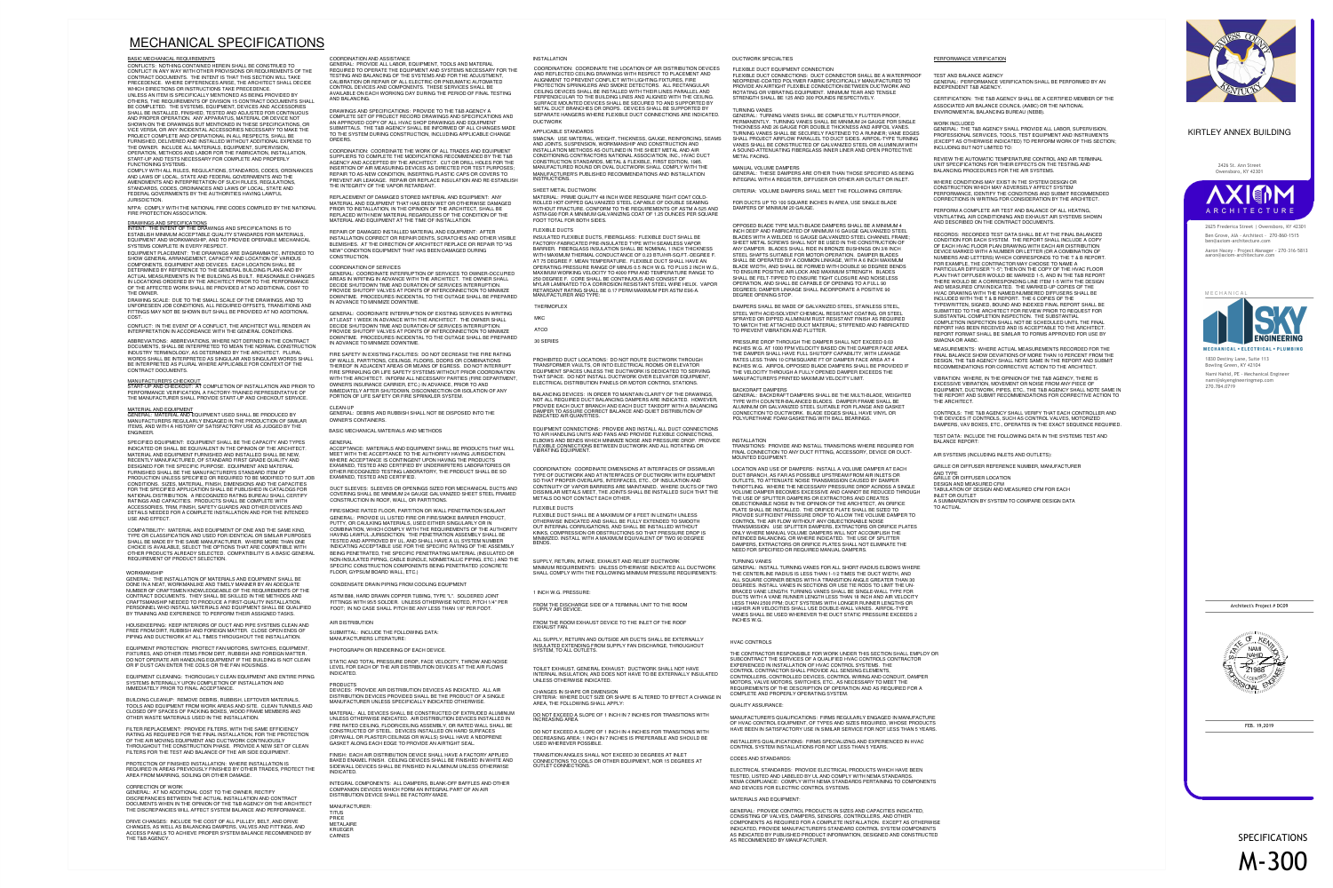# MECHANICAL SPECIFICATIONS

## BASIC MECHANICAL REQUIREMENTS

CONFLICTS: NOTHING CONTAINED HEREIN SHALL BE CONSTRUED TO CONFLICT IN ANY WAY WITH OTHER PROVISIONS OR REQUIREMENTS OF THE CONTRACT DOCUMENTS. THE INTENT IS THAT THIS SECTION WILL TAKE PRECEDENCE. WHERE DIFFERENCES ARISE, THE ARCHITECT SHALL DECIDE WHICH DIRECTIONS OR INSTRUCTIONS TAKE PRECEDENCE.

UNLESS AN ITEM IS SPECIFICALLY MENTIONED AS BEING PROVIDED BY OTHERS, THE REQUIREMENTS OF DIVISION 15 CONTRACT DOCUMENTS SHALL BE COMPLETED. THE SYSTEMS, EQUIPMENT, DEVICES AND ACCESSORIES SHALL BE INSTALLED, FINISHED, TESTED AND ADJUSTED FOR CONTINUOUS AND PROPER OPERATION. ANY APPARATUS, MATERIAL OR DEVICE NOT SHOWN ON THE DRAWINGS BUT MENTIONED IN THESE SPECIFICATIONS, OR VICE VERSA, OR ANY INCIDENTAL ACCESSORIES NECESSARY TO MAKE THE PROJECT COMPLETE AND OPERATIONAL IN ALL RESPECTS, SHALL BE FURNISHED, DELIVERED AND INSTALLED WITHOUT ADDITIONAL EXPENSE TO THE OWNER. INCLUDE ALL MATERIALS, EQUIPMENT, SUPERVISION, OPERATION, METHODS AND LABOR FOR THE FABRICATION, INSTALLATION, START-UP AND TESTS NECESSARY FOR COMPLETE AND PROPERLY FUNCTIONING SYSTEMS.

COMPLY WITH ALL RULES, REGULATIONS, STANDARDS, CODES, ORDINANCES AND LAWS OF LOCAL, STATE AND FEDERAL GOVERNMENTS AND THE AMENDMENTS AND INTERPRETATION OF SUCH RULES, REGULATIONS, STANDARDS, CODES, ORDINANCES AND LAWS OF LOCAL, STATE AND FEDERAL GOVERNMENTS BY THE AUTHORITIES HAVING LAWFUL JURISDICTION.

NFPA: COMPLY WITH THE NATIONAL FIRE CODES COMPILED BY THE NATIONAL FIRE PROTECTION ASSOCIATION.

## DRAWINGS AND SPECIFICATIONS

INTENT: THE INTENT OF THE DRAWINGS AND SPECIFICATIONS IS TO ESTABLISH MINIMUM ACCEPTABLE QUALITY STANDARDS FOR MATERIALS, EQUIPMENT AND WORKMANSHIP, AND TO PROVIDE OPERABLE MECHANICAL SYSTEMS COMPLETE IN EVERY RESPECT.

EQUIPMENT PLACEMENT: THE DRAWINGS ARE DIAGRAMMATIC, INTENDED TO SHOW GENERAL ARRANGEMENT, CAPACITY AND LOCATION OF VARIOUS COMPONENTS, EQUIPMENT AND DEVICES. EACH LOCATION SHALL BE DETERMINED BY REFERENCE TO THE GENERAL BUILDING PLANS AND BY ACTUAL MEASUREMENTS IN THE BUILDING AS BUILT. REASONABLE CHANGES IN LOCATIONS ORDERED BY THE ARCHITECT PRIOR TO THE PERFORMANCE OF THE AFFECTED WORK SHALL BE PROVIDED AT NO ADDITIONAL COST TO THE OWNER.

DRAWING SCALE: DUE TO THE SMALL SCALE OF THE DRAWINGS, AND TO UNFORESEEN JOB CONDITIONS, ALL REQUIRED OFFSETS, TRANSITIONS AND FITTINGS MAY NOT BE SHOWN BUT SHALL BE PROVIDED AT NO ADDITIONAL COST.

CONFLICT: IN THE EVENT OF A CONFLICT, THE ARCHITECT WILL RENDER AN INTERPRETATION IN ACCORDANCE WITH THE GENERAL CONDITIONS.

ABBREVIATIONS: ABBREVIATIONS, WHERE NOT DEFINED IN THE CONTRACT DOCUMENTS, SHALL BE INTERPRETED TO MEAN THE NORMAL CONSTRUCTION INDUSTRY TERMINOLOGY, AS DETERMINED BY THE ARCHITECT. PLURAL WORDS SHALL BE INTERPRETED AS SINGULAR AND SINGULAR WORDS SHALL BE INTERPRETED AS PLURAL WHERE APPLICABLE FOR CONTEXT OF THE CONTRACT DOCUMENTS.

## MANUFACTURER'S CHECKOUT

START-UP AND CHECKOUT: AT COMPLETION OF INSTALLATION AND PRIOR TO PERFORMANCE VERIFICATION, A FACTORY-TRAINED REPRESENTATIVE OF THE MANUFACTURER SHALL PROVIDE START-UP AND CHECKOUT SERVICE.

## MATERIAL AND EQUIPMENT

GENERAL: MATERIAL AND EQUIPMENT USED SHALL BE PRODUCED BY MANUFACTURERS REGULARLY ENGAGED IN THE PRODUCTION OF SIMILAR ITEMS, AND WITH A HISTORY OF SATISFACTORY USE AS JUDGED BY THE ENGINEER.

SPECIFIED EQUIPMENT: EQUIPMENT SHALL BE THE CAPACITY AND TYPES INDICATED OR SHALL BE EQUIVALENT IN THE OPINION OF THE ARCHITECT. MATERIAL AND EQUIPMENT FURNISHED AND INSTALLED SHALL BE NEW, RECENTLY MANUFACTURED, OF STANDARD FIRST GRADE QUALITY AND DESIGNED FOR THE SPECIFIC PURPOSE. EQUIPMENT AND MATERIAL FURNISHED SHALL BE THE MANUFACTURER'S STANDARD ITEM OF PRODUCTION UNLESS SPECIFIED OR REQUIRED TO BE MODIFIED TO SUIT JOB CONDITIONS. SIZES, MATERIAL, FINISH, DIMENSIONS AND THE CAPACITIES FOR THE SPECIFIED APPLICATION SHALL BE PUBLISHED IN CATALOGS FOR NATIONAL DISTRIBUTION. A RECOGNIZED RATING BUREAU SHALL CERTIFY RATINGS AND CAPACITIES. PRODUCTS SHALL BE COMPLETE WITH ACCESSORIES, TRIM, FINISH, SAFETY GUARDS AND OTHER DEVICES AND DETAILS NEEDED FOR A COMPLETE INSTALLATION AND FOR THE INTENDED USE AND EFFECT.

COMPATIBILITY: MATERIAL AND EQUIPMENT OF ONE AND THE SAME KIND, TYPE OR CLASSIFICATION AND USED FOR IDENTICAL OR SIMILAR PURPOSES SHALL BE MADE BY THE SAME MANUFACTURER. WHERE MORE THAN ONE CHOICE IS AVAILABLE, SELECT THE OPTIONS THAT ARE COMPATIBLE WITH OTHER PRODUCTS ALREADY SELECTED. COMPATIBILITY IS A BASIC GENERAL REQUIREMENT OF PRODUCT SELECTION.

## WORKMANSHIP

GENERAL: THE INSTALLATION OF MATERIALS AND EQUIPMENT SHALL BE DONE IN A NEAT, WORKMANLIKE AND TIMELY MANNER BY AN ADEQUATE NUMBER OF CRAFTSMEN KNOWLEDGEABLE OF THE REQUIREMENTS OF THE CONTRACT DOCUMENTS. THEY SHALL BE SKILLED IN THE METHODS AND CRAFTSMANSHIP NEEDED TO PRODUCE A FIRST-QUALITY INSTALLATION. PERSONNEL WHO INSTALL MATERIALS AND EQUIPMENT SHALL BE QUALIFIED BY TRAINING AND EXPERIENCE TO PERFORM THEIR ASSIGNED TASKS.

HOUSEKEEPING: KEEP INTERIORS OF DUCT AND PIPE SYSTEMS CLEAN AND FREE FROM DIRT, RUBBISH AND FOREIGN MATTER. CLOSE OPEN ENDS OF PIPING AND DUCTWORK AT ALL TIMES THROUGHOUT THE INSTALLATION.

EQUIPMENT PROTECTION: PROTECT FAN MOTORS, SWITCHES, EQUIPMENT, FIXTURES, AND OTHER ITEMS FROM DIRT, RUBBISH AND FOREIGN MATTER. DO NOT OPERATE AIR HANDLING EQUIPMENT IF THE BUILDING IS NOT CLEAN OR IF DUST CAN ENTER THE COILS OR THE FAN HOUSINGS.

EQUIPMENT CLEANING: THOROUGHLY CLEAN EQUIPMENT AND ENTIRE PIPING SYSTEMS INTERNALLY UPON COMPLETION OF INSTALLATION AND IMMEDIATELY PRIOR TO FINAL ACCEPTANCE.

BUILDING CLEANUP: REMOVE DEBRIS, RUBBISH, LEFTOVER MATERIALS, TOOLS AND EQUIPMENT FROM WORK AREAS AND SITE. CLEAN TUNNELS AND CLOSED OFF SPACES OF PACKING BOXES, WOOD FRAME MEMBERS AND OTHER WASTE MATERIALS USED IN THE INSTALLATION.

FILTER REPLACEMENT: PROVIDE FILTERS, WITH THE SAME EFFICIENCY RATING AS REQUIRED FOR THE FINAL INSTALLATION, FOR THE PROTECTION OF THE AIR MOVING EQUIPMENT AND DUCTWORK CONTINUOUSLY THROUGHOUT THE CONSTRUCTION PHASE. PROVIDE A NEW SET OF CLEAN FILTERS FOR THE TEST AND BALANCE OF THE AIR SIDE EQUIPMENT.

PROTECTION OF FINISHED INSTALLATION: WHERE INSTALLATION IS REQUIRED IN AREAS PREVIOUSLY FINISHED BY OTHER TRADES, PROTECT THE AREA FROM MARRING, SOILING OR OTHER DAMAGE.

## CORRECTION OF WORK

GENERAL: AT NO ADDITIONAL COST TO THE OWNER, RECTIFY DISCREPANCIES BETWEEN THE ACTUAL INSTALLATION AND CONTRACT DOCUMENTS WHEN IN THE OPINION OF THE T&B AGENCY OR THE ARCHITECT THE DISCREPANCIES WILL AFFECT SYSTEM BALANCE AND PERFORMANCE.

DRIVE CHANGES: INCLUDE THE COST OF ALL PULLEY, BELT, AND DRIVE CHANGES, AS WELL AS BALANCING DAMPERS, VALVES AND FITTINGS, AND ACCESS PANELS TO ACHIEVE PROPER SYSTEM BALANCE RECOMMENDED BY THE T&B AGENCY.

## COORDINATION AND ASSISTANCE

GENERAL: PROVIDE ALL LABOR, EQUIPMENT, TOOLS AND MATERIAL REQUIRED TO OPERATE THE EQUIPMENT AND SYSTEMS NECESSARY FOR THE TESTING AND BALANCING OF THE SYSTEMS AND FOR THE ADJUSTMENT, CALIBRATION OR REPAIR OF ALL ELECTRIC OR PNEUMATIC AUTOMATED CONTROL DEVICES AND COMPONENTS. THESE SERVICES SHALL BE AVAILABLE ON EACH WORKING DAY DURING THE PERIOD OF FINAL TESTING AND BALANCING.

DRAWINGS AND SPECIFICATIONS: PROVIDE TO THE T&B AGENCY A COMPLETE SET OF PROJECT RECORD DRAWINGS AND SPECIFICATIONS AND AN APPROVED COPY OF ALL HVAC SHOP DRAWINGS AND EQUIPMENT SUBMITTALS. THE T&B AGENCY SHALL BE INFORMED OF ALL CHANGES MADE TO THE SYSTEM DURING CONSTRUCTION, INCLUDING APPLICABLE CHANGE ORDERS.

COORDINATION: COORDINATE THE WORK OF ALL TRADES AND EQUIPMENT SUPPLIERS TO COMPLETE THE MODIFICATIONS RECOMMENDED BY THE T&B AGENCY AND ACCEPTED BY THE ARCHITECT. CUT OR DRILL HOLES FOR THE INSERTION OF AIR MEASURING DEVICES AS DIRECTED FOR TEST PURPOSES; REPAIR OR CAP AS REQUIRED BY INSERTING PLASTIC CAPS OR COVERS TO PREVENT AIR LEAKAGE. REPAIR OR REPLACE INSULATION AND RE-ESTABLISH THE INTEGRITY OF THE VAPOR RETARDANT.

REPLACEMENT OF DAMAGED STORED MATERIAL AND EQUIPMENT: ANY MATERIAL AND EQUIPMENT THAT HAS BEEN WET OR OTHERWISE DAMAGED PRIOR TO INSTALLATION, IN THE OPINION OF THE ARCHITECT, SHALL BE REPLACED WITH NEW MATERIAL REGARDLESS OF THE CONDITION OF THE MATERIAL AND EQUIPMENT AT THE TIME OF INSTALLATION.

REPAIR OF DAMAGED INSTALLED MATERIAL AND EQUIPMENT: AFTER INSTALLATION CORRECT OR REPAIR DENTS, SCRATCHES AND OTHER VISIBLE BLEMISHES. AT THE DIRECTION OF ARCHITECT REPLACE OR REPAIR TO "AS NEW" CONDITION EQUIPMENT THAT HAS BEEN DAMAGED DURING CONSTRUCTION.

## COORDINATION OF SERVICES

GENERAL: COORDINATE INTERRUPTION OF SERVICES TO OWNER-OCCUPIED AREAS IN WRITING IN ADVANCE WITH THE ARCHITECT. THE OWNER SHALL DECIDE SHUTDOWN TIME AND DURATION OF SERVICES INTERRUPTION. PROVIDE SHUTOFF VALVES AT POINTS OF INTERCONNECTION TO MINIMIZE DOWNTIME. PROCEDURES INCIDENTAL TO THE OUTAGE SHALL BE PREPARED IN ADVANCE TO MINIMIZE DOWNTIME.

GENERAL: COORDINATE INTERRUPTION OF EXISTING SERVICES IN WRITING AT LEAST 1 WEEK IN ADVANCE WITH THE ARCHITECT. THE OWNER SHALL DECIDE SHUTDOWN TIME AND DURATION OF SERVICES INTERRUPTION. PROVIDE SHUTOFF VALVES AT POINTS OF INTERCONNECTION TO MINIMIZE DOWNTIME. PROCEDURES INCIDENTAL TO THE OUTAGE SHALL BE PREPARED IN ADVANCE TO MINIMIZE DOWNTIME.

FIRE SAFETY IN EXISTING FACILITIES: DO NOT DECREASE THE FIRE RATING OF WALLS, PARTITIONS, CEILINGS, FLOORS, DOORS OR COMBINATIONS THEREOF IN ADJACENT AREAS OR MEANS OF EGRESS. DO NOT INTERRUPT FIRE SPRINKLER OR LIFE SAFETY SYSTEMS WITHOUT PRIOR COORDINATION WITH THE ARCHITECT. INFORM ALL NECESSARY PARTIES (FIRE DEPARTMENT, OWNER'S INSURANCE CARRIER, ETC.) IN ADVANCE AND IMMEDIATELY AFTER SHUTDOWN, DISCONNECTION OR ISOLATION OF ANY PORTION OF LIFE SAFETY OR FIRE SPRINKLER SYSTEM.

CLEAN-UP

GENERAL: DEBRIS AND RUBBISH SHALL NOT BE DISPOSED INTO THE OWNER'S CONTAINERS.

BASIC MECHANICAL MATERIALS AND METHODS

GENERAL

ACCEPTANCE: MATERIALS AND EQUIPMENT SHALL BE PRODUCTS THAT WILL MEET WITH THE ACCEPTANCE TO THE AUTHORITY HAVING JURISDICTION. WHERE ACCEPTANCE IS CONTINGENT UPON HAVING THE PRODUCTS EXAMINED, TESTED AND CERTIFIED BY UNDERWRITERS LABORATORIES OR OTHER RECOGNIZED TESTING LABORATORY, THE PRODUCT SHALL BE SO EXAMINED, TESTED AND CERTIFIED.

DUCT SLEEVES: SLEEVES OR OPENINGS SIZED FOR MECHANICAL DUCTS AND COVERING SHALL BE MINIMUM 24 GAUGE GALVANIZED SHEET STEEL FRAMED CONSTRUCTION IN ROOF, WALL, OR PARTITIONS.

FIRE/SMOKE RATED FLOOR, PARTITION OR WALL PENETRATION SEALANT GENERAL: PROVIDE UL LISTED FIRE OR FIRE/SMOKE BARRIER PRODUCT, PUTTY, OR CAULKING MATERIALS, USED EITHER SINGULARLY OR IN COMBINATION, WHICH COMPLY WITH THE REQUIREMENTS OF THE AUTHORITY HAVING JURISDICTION. THE PENETRATION ASSEMBLY SHALL BE TESTED AND APPROVED BY UL, AND SHALL HAVE A UL SYSTEM NUMBER INDICATING ACCEPTABLE USE FOR THE SPECIFIC RATING OF THE ASSEMBLY BEING PENETRATED, THE SPECIFIC PENETRATING MATERIAL (INSULATED OR NON-INSULATED PIPING, CABLE BUNDLE, NONMETALLIC PIPING, ETC.) AND THE SPECIFIC CONSTRUCTION COMPONENTS BEING PENETRATED (CONCRETE FLOOR, GYPSUM BOARD WALL, ETC.)

CONDENSATE DRAIN PIPING FROM COOLING EQUIPMENT

ASTM B88, HARD DRAWN COPPER TUBING, TYPE "L". SOLDERED JOINT FITTINGS WITH 95/5 SOLDER. UNLESS OTHERWISE NOTED, PITCH 1/4" PER FOOT; IN NO CASE SHALL PITCH BE ANY LESS THAN 1/8" PER FOOT.

AIR DISTRIBUTION

SUBMITTALS: INCLUDE THE FOLLOWING DATA:
MANUFACTURERS LITERATURE:

PHOTOGRAPH OR RENDERING OF EACH DEVICE.

STATIC AND TOTAL PRESSURE DROP, FACE VELOCITY, THROW AND NOISE LEVEL FOR EACH OF THE AIR DISTRIBUTION DEVICES AT THE AIR FLOWS INDICATED.

PRODUCTS

DEVICES: PROVIDE AIR DISTRIBUTION DEVICES AS INDICATED. ALL AIR DISTRIBUTION DEVICES PROVIDED SHALL BE THE PRODUCT OF A SINGLE MANUFACTURER UNLESS SPECIFICALLY INDICATED OTHERWISE.

MATERIAL: ALL DEVICES SHALL BE CONSTRUCTED OF EXTRUDED ALUMINUM UNLESS OTHERWISE INDICATED. AIR DISTRIBUTION DEVICES INSTALLED IN FIRE RATED CEILING, FLOOR/CEILING ASSEMBLY, OR RATED WALL SHALL BE CONSTRUCTED OF STEEL. DEVICES INSTALLED ON HARD SURFACES (DRYWALL OR PLASTER CEILINGS OR WALLS) SHALL HAVE A NEOPRENE GASKET ALONG EACH EDGE TO PROVIDE AN AIRTIGHT SEAL.

FINISH: EACH AIR DISTRIBUTION DEVICE SHALL HAVE A FACTORY APPLIED BAKED ENAMEL FINISH. CEILING DEVICES SHALL BE FINISHED IN WHITE AND SIDEWALL DEVICES SHALL BE FINISHED IN ALUMINUM UNLESS OTHERWISE INDICATED.

INTEGRAL COMPONENTS: ALL DAMPERS, BLANK-OFF BAFFLES AND OTHER COMPANION DEVICES WHICH FORM AN INTEGRAL PART OF AN AIR DISTRIBUTION DEVICE SHALL BE FACTORY-MADE.

MANUFACTURER:
TITUS
PRICE
METALAIRE
KRUEGER
CARNES

## INSTALLATION

COORDINATION: COORDINATE THE LOCATION OF AIR DISTRIBUTION DEVICES AND REFLECTED CEILING DRAWINGS WITH RESPECT TO PLACEMENT AND ALIGNMENT TO PREVENT CONFLICT WITH LIGHTING FIXTURES, FIRE PROTECTION SPRINKLERS AND SMOKE DETECTORS. ALL RECTANGULAR CEILING DEVICES SHALL BE INSTALLED WITH THEIR LINES PARALLEL AND PERPENDICULAR TO THE BUILDING LINES AND ALIGNED WITH THE CEILING. SURFACE MOUNTED DEVICES SHALL BE SECURED TO AND SUPPORTED BY METAL DUCT BRANCHES OR DROPS. DEVICES SHALL BE SUPPORTED BY SEPARATE HANGERS WHERE FLEXIBLE DUCT CONNECTIONS ARE INDICATED.

DUCTWORK

APPLICABLE STANDARDS

SMACNA: USE MATERIAL, WEIGHT, THICKNESS, GAUGE, REINFORCING, SEAMS AND JOINTS, SUSPENSION, WORKMANSHIP AND CONSTRUCTION AND INSTALLATION METHODS AS OUTLINED IN THE SHEET METAL AND AIR CONDITIONING CONTRACTORS NATIONAL ASSOCIATION, INC. HVAC DUCT CONSTRUCTION STANDARDS, METAL & FLEXIBLE, FIRST EDITION, 1985. MANUFACTURED ROUND OR OVAL DUCTWORK SHALL COMPLY WITH THE MANUFACTURER'S PUBLISHED RECOMMENDATIONS AND INSTALLATION INSTRUCTIONS.

SHEET METAL DUCTWORK

MATERIAL: PRIME QUALITY 48 INCH WIDE RESQUARE TIGHT COAT COLD-ROLLED HOT DIPPED GALVANIZED STEEL CAPABLE OF DOUBLE SEAMING WITHOUT FRACTURE, CONFORM TO THE REQUIREMENTS OF ASTM A 525 AND ASTM G90 FOR A MINIMUM GALVANIZING COAT OF 1.25 OUNCES PER SQUARE FOOT TOTAL FOR BOTH SIDES.

FLEXIBLE DUCTS

INSULATED FLEXIBLE DUCTS, FIBERGLASS: FLEXIBLE DUCT SHALL BE FACTORY-FABRICATED PRE-INSULATED TYPE WITH SEAMLESS VAPOR BARRIER. FIBERGLASS INSULATION SHALL BE NOMINAL 1 INCH THICKNESS WITH MAXIMUM THERMAL CONDUCTANCE OF 0.23 BTU/HR-SQ.FT.-DEGREE F. AT 75 DEGREE F. MEAN TEMPERATURE. FLEXIBLE DUCT SHALL HAVE AN OPERATING PRESSURE RANGE OF MINUS 0.5 INCH W.G. TO PLUS 2 INCH W.G., MAXIMUM WORKING VELOCITY TO 4000 FPM AND TEMPERATURE RANGE TO 250 DEGREE F. CORE SHALL BE CONTINUOUS AND CONSIST OF MYLAR LAMINATED TO A CORROSION RESISTANT STEEL WIRE HELIX. VAPOR RETARDANT RATING SHALL BE 0.17 PERM MAXIMUM PER ASTM E96-A. MANUFACTURER AND TYPE:

THERMOFLEX

MKC

ATCO

30 SERIES

PROHIBITED DUCT LOCATIONS: DO NOT ROUTE DUCTWORK THROUGH TRANSFORMER VAULTS, OR INTO ELECTRICAL ROOMS OR ELEVATOR EQUIPMENT SPACES UNLESS THE DUCTWORK IS DEDICATED TO SERVING THAT SPACE. DO NOT INSTALL DUCTWORK OVER ELEVATOR EQUIPMENT, ELECTRICAL DISTRIBUTION PANELS OR MOTOR CONTROL STATIONS.

BALANCING DEVICES: IN ORDER TO MAINTAIN CLARITY OF THE DRAWINGS, NOT ALL REQUIRED DUCT BALANCING DAMPERS ARE INDICATED. HOWEVER, PROVIDE EACH DUCT BRANCH AND EACH DUCT TAKEOFF WITH A BALANCING DAMPER TO ASSURE CORRECT BALANCE AND QUIET DISTRIBUTION OF INDICATED AIR QUANTITIES.

EQUIPMENT CONNECTIONS: PROVIDE AND INSTALL ALL DUCT CONNECTIONS TO AIR HANDLING UNITS AND FANS AND PROVIDE FLEXIBLE CONNECTIONS, ELBOWS AND BENDS WHICH MINIMIZE NOISE AND PRESSURE DROP. PROVIDE FLEXIBLE CONNECTIONS BETWEEN DUCTWORK AND ALL ROTATING OR VIBRATING EQUIPMENT.

COORDINATION: COORDINATE DIMENSIONS AT INTERFACES OF DISSIMILAR TYPE OF DUCTWORK AND AT INTERFACES OF DUCTWORK WITH EQUIPMENT SO THAT PROPER OVERLAPS, INTERFACES, ETC. OF INSULATION AND CONTINUITY OF VAPOR BARRIERS ARE MAINTAINED. WHERE DUCTS OF TWO DISSIMILAR METALS MEET, THE JOINTS SHALL BE INSTALLED SUCH THAT THE METALS DO NOT CONTACT EACH OTHER.

FLEXIBLE DUCTS

FLEXIBLE DUCT SHALL BE A MAXIMUM OF 8 FEET IN LENGTH UNLESS OTHERWISE INDICATED AND SHALL BE FULLY EXTENDED TO SMOOTH OUT INTERNAL CORRUGATIONS, AND SHALL BE INSTALLED WITHOUT KINKS. COMPRESSION OR OBSTRUCTIONS SO THAT PRESSURE DROP IS MINIMIZED. INSTALL WITH A MAXIMUM EQUIVALENT OF TWO 90 DEGREE BENDS.

SUPPLY, RETURN, INTAKE, EXHAUST AND RELIEF DUCTWORK

MINIMUM REQUIREMENTS: UNLESS OTHERWISE INDICATED ALL DUCTWORK SHALL COMPLY WITH THE FOLLOWING MINIMUM PRESSURE REQUIREMENTS:

1 INCH W.G. PRESSURE:

FROM THE DISCHARGE SIDE OF A TERMINAL UNIT TO THE ROOM SUPPLY AIR DEVICE.

FROM THE ROOM EXHAUST DEVICE TO THE INLET OF THE ROOF EXHAUST FAN.

ALL SUPPLY, RETURN AND OUTSIDE AIR DUCTS SHALL BE EXTERNALLY INSULATED EXTENDING FROM SUPPLY FAN DISCHARGE, THROUGHOUT SYSTEM, TO ALL OUTLETS.

TOILET EXHAUST, GENERAL EXHAUST: DUCTWORK SHALL NOT HAVE INTERNAL INSULATION, AND DOES NOT HAVE TO BE EXTERNALLY INSULATED UNLESS OTHERWISE INDICATED.

CHANGES IN SHAPE OR DIMENSION

CRITERIA: WHERE DUCT SIZE OR SHAPE IS ALTERED TO EFFECT A CHANGE IN AREA, THE FOLLOWING SHALL APPLY:

DO NOT EXCEED A SLOPE OF 1 INCH IN 7 INCHES FOR TRANSITIONS WITH INCREASING AREA.

DO NOT EXCEED A SLOPE OF 1 INCH IN 4 INCHES FOR TRANSITIONS WITH DECREASING AREA; 1 INCH IN 7 INCHES IS PREFERABLE AND SHOULD BE USED WHEREVER POSSIBLE.

TRANSITION ANGLES SHALL NOT EXCEED 30 DEGREES AT INLET CONNECTIONS TO COILS OR OTHER EQUIPMENT, NOR 15 DEGREES AT OUTLET CONNECTIONS.

## DUCTWORK SPECIALTIES

FLEXIBLE DUCT EQUIPMENT CONNECTION

FLEXIBLE DUCT CONNECTIONS: DUCT CONNECTOR SHALL BE A WATERPROOF NEOPRENE-COATED POLYMER FABRIC SPECIFICALLY MANUFACTURED TO PROVIDE AN AIRTIGHT FLEXIBLE CONNECTION BETWEEN DUCTWORK AND ROTATING OR VIBRATING EQUIPMENT. MINIMUM TEAR AND TENSILE STRENGTHS SHALL BE 125 AND 300 POUNDS RESPECTIVELY.

TURNING VANES

GENERAL: TURNING VANES SHALL BE COMPLETELY FLUTTER-PROOF, PERMANENTLY. TURNING VANES SHALL BE MINIMUM 24 GAUGE FOR SINGLE THICKNESS AND 26 GAUGE FOR DOUBLE THICKNESS AND AIRFOIL VANES. TURNING VANES SHALL BE SECURELY FASTENED TO A RUNNER; VANE EDGES SHALL PROJECT AIRFLOW PARALLEL TO DUCT SIDES. AIRFOIL-TYPE TURNING VANES SHALL BE CONSTRUCTED OF GALVANIZED STEEL OR ALUMINUM WITH A SOUND-ATTENUATING FIBERGLASS INNER LINER AND OPEN PROTECTIVE METAL FACING.

MANUAL VOLUME DAMPERS

GENERAL: THESE DAMPERS ARE OTHER THAN THOSE SPECIFIED AS BEING INTEGRAL WITH A REGISTER, DIFFUSER OR OTHER AIR OUTLET OR INLET.

CRITERIA: VOLUME DAMPERS SHALL MEET THE FOLLOWING CRITERIA:

FOR DUCTS UP TO 100 SQUARE INCHES IN AREA, USE SINGLE BLADE DAMPERS OF MINIMUM 20 GAUGE.

OPPOSED BLADE TYPE MULTI-BLADE DAMPERS SHALL BE A MINIMUM 4 INCH DEEP AND FABRICATED OF MINIMUM 16 GAUGE GALVANIZED STEEL BLADES WITH 4 WELDED 16 GAUGE GALVANIZED STEEL CHANNEL FRAME; SHEET METAL SCREWS SHALL NOT BE USED IN THE CONSTRUCTION OF ANY DAMPER. BLADES SHALL RIDE IN BRONZE BUSHINGS ON 3/8 INCH STEEL SHAFTS SUITABLE FOR MOTOR OPERATION. DAMPER BLADES SHALL BE OPERATED BY A COMMON LINKAGE, WITH A 6 INCH MAXIMUM BLADE WIDTH, AND SHALL BE FORMED WITH DOUBLE 90 DEGREE BENDS TO ENSURE POSITIVE AIR LOCK AND MAXIMUM STRENGTH. BLADES SHALL BE FELT-TIPPED TO ENSURE TIGHT CLOSURE AND NOISELESS OPERATION, AND SHALL BE CAPABLE OF OPENING TO A FULL 90 DEGREES. DAMPER LINKAGE SHALL INCORPORATE A POSITIVE 90 DEGREE OPENING STOP.

DAMPERS SHALL BE MADE OF GALVANIZED STEEL, STAINLESS STEEL, STEEL WITH ACID/SOLVENT CHEMICAL RESISTANT COATING, OR STEEL SPRAYED OR DIPPED ALUMINUM RUST RESISTANT FINISH AS REQUIRED TO MATCH THE ATTACHED DUCT MATERIAL; STIFFENED AND FABRICATED TO PREVENT VIBRATION AND FLUTTER.

PRESSURE DROP THROUGH THE DAMPER SHALL NOT EXCEED 0.03 INCHES W.G. AT 1000 FPM VELOCITY BASED ON THE DAMPER FACE AREA. THE DAMPER SHALL HAVE FULL SHUTOFF CAPABILITY, WITH LEAKAGE RATES LESS THAN 10 CFM/SQUARE FT OF DAMPER FACE AREA AT 4 INCHES W.G. APPROX. OPPOSED BLADE DAMPERS SHALL BE PROVIDED IF THE VELOCITY THROUGH A FULLY OPENED DAMPER EXCEEDS THE MANUFACTURER'S PRINTED MAXIMUM VELOCITY LIMIT.

BACKDRAFT DAMPERS

GENERAL: BACKDRAFT DAMPERS SHALL BE THE MULTI-BLADE, WEIGHTED TYPE WITH COUNTER-BALANCED BLADES. DAMPER FRAME SHALL BE ALUMINUM OR GALVANIZED STEEL SUITABLE FOR FLANGE AND GASKET CONNECTION TO DUCTWORK. BLADE EDGES SHALL HAVE VINYL OR POLYURETHANE FOAM GASKETING WITH BALL BEARINGS.

INSTALLATION

TRANSITIONS: PROVIDE AND INSTALL TRANSITIONS WHERE REQUIRED FOR FINAL CONNECTION TO ANY DUCT FITTING, ACCESSORY, DEVICE OR DUCT-MOUNTED EQUIPMENT.

LOCATION AND USE OF DAMPERS: INSTALL A VOLUME DAMPER AT EACH DUCT BRANCH, AS FAR AS POSSIBLE UPSTREAM FROM AIR INLETS OR OUTLETS, TO ATTENUATE NOISE TRANSMISSION CAUSED BY DAMPER THROTTLING. WHERE THE NECESSARY PRESSURE DROP ACROSS A SINGLE VOLUME DAMPER BECOMES EXCESSIVE AND CANNOT BE REDUCED THROUGH THE USE OF SPLITTER DAMPERS OR EXTRACTORS AND CREATES OBJECTIONABLE NOISE IN THE OPINION OF THE ARCHITECT, AN ORIFICE PLATE, AS SHOWN ON THE DRAWINGS, THE ORIFICE PLATE SHALL BE SIZED TO PROVIDE SUFFICIENT PRESSURE DROP TO ALLOW THE VOLUME DAMPER TO CONTROL THE AIR FLOW WITHOUT ANY OBJECTIONABLE NOISE TRANSMISSION. USE SPLITTER DAMPERS, EXTRACTORS OR ORIFICE PLATES ONLY WHERE MANUAL VOLUME DAMPERS WILL NOT ACCOMPLISH THE INTENDED BALANCING, OR WHERE INDICATED. THE USE OF SPLITTER DAMPERS, EXTRACTORS OR ORIFICE PLATES SHALL NOT ELIMINATE THE NEED FOR SPECIFIED OR REQUIRED MANUAL DAMPERS.

TURNING VANES

GENERAL: INSTALL TURNING VANES FOR ALL SHORT-RADIUS ELBOWS WHERE THE CENTERLINE RADIUS IS LESS THAN 1-1/2 TIMES THE DUCT WIDTH, AND ALL SQUARE CORNER BENDS WITH A TRANSITION ANGLE GREATER THAN 30 DEGREES. INSTALL VANES IN SECTIONS OR USE RODS TO LIMIT THE UN-BRACED VANE LENGTH. TURNING VANES SHALL BE SINGLE WALL TYPE FOR DUCTS WITH 14 INCH RUNNER LENGTH LESS THAN 18 INCH AND AIR VELOCITY LESS THAN 2500 FPM; DUCT SYSTEMS WITH LONGER RUNNER LENGTHS OR HIGHER AIR VELOCITIES SHALL USE DOUBLE-WALL VANES. AIRFOIL-TYPE VANES SHALL BE USED WHEREVER THE DUCT STATIC PRESSURE EXCEEDS 2 INCHES W.G.

HVAC CONTROLS

THE CONTRACTOR RESPONSIBLE FOR WORK UNDER THIS SECTION SHALL EMPLOY OR SUBCONTRACT THE SERVICES OF A QUALIFIED HVAC CONTROLS CONTRACTOR EXPERIENCED IN INSTALLATION OF HVAC CONTROL SYSTEMS. THE CONTROL CONTRACTOR SHALL PROVIDE ALL SENSING ELEMENTS, CONTROLLERS, CONTROLLED DEVICES, CONTROL WIRING AND CONDUIT, DAMPER MOTORS, VALVE MOTORS, SWITCHES, ETC., AS NECESSARY TO MEET THE REQUIREMENTS OF THE DESCRIPTION OF OPERATION AND AS REQUIRED FOR A COMPLETE AND PROPERLY OPERATING SYSTEM.

QUALITY ASSURANCE:

MANUFACTURER'S QUALIFICATIONS: FIRMS REGULARLY ENGAGED IN MANUFACTURE OF HVAC CONTROL EQUIPMENT, OF TYPES AND SIZES REQUIRED, WHOSE PRODUCTS HAVE BEEN IN SATISFACTORY USE IN SIMILAR SERVICE FOR NOT LESS THAN 5 YEARS.

INSTALLER'S QUALIFICATIONS: FIRMS SPECIALIZING AND EXPERIENCED IN HVAC CONTROL SYSTEM INSTALLATIONS FOR NOT LESS THAN 5 YEARS.

CODES AND STANDARDS:

ELECTRICAL STANDARDS: PROVIDE ELECTRICAL PRODUCTS WHICH HAVE BEEN TESTED, LISTED AND LABELED BY UL AND COMPLY WITH NEMA STANDARDS. NEMA COMPLIANCE: COMPLY WITH NEMA STANDARDS PERTAINING TO COMPONENTS AND DEVICES FOR ELECTRIC CONTROL SYSTEMS.

MATERIALS AND EQUIPMENT:

GENERAL: PROVIDE CONTROL PRODUCTS IN SIZES AND CAPACITIES INDICATED, CONSISTING OF VALVES, DAMPERS, SENSORS, CONTROLLERS, AND OTHER COMPONENTS AS REQUIRED FOR A COMPLETE INSTALLATION. EXCEPT AS OTHERWISE INDICATED, PROVIDE MANUFACTURER'S STANDARD CONTROL SYSTEM COMPONENTS AS INDICATED BY PUBLISHED PRODUCT INFORMATION, DESIGNED AND CONSTRUCTED AS RECOMMENDED BY MANUFACTURER.

## PERFORMANCE VERIFICATION

TEST AND BALANCE AGENCY

GENERAL: PERFORMANCE VERIFICATION SHALL BE PERFORMED BY AN INDEPENDENT T&B AGENCY.

CERTIFICATION: THE T&B AGENCY SHALL BE A CERTIFIED MEMBER OF THE ASSOCIATED AIR BALANCE COUNCIL (AABC) OR THE NATIONAL ENVIRONMENTAL BALANCING BUREAU (NEBB).

WORK INCLUDED

GENERAL: THE T&B AGENCY SHALL PROVIDE ALL LABOR, SUPERVISION, PROFESSIONAL SERVICES, TOOLS, TEST EQUIPMENT AND INSTRUMENTS (EXCEPT AS OTHERWISE INDICATED) TO PERFORM WORK OF THIS SECTION; INCLUDING BUT NOT LIMITED TO:

REVIEW THE AUTOMATIC TEMPERATURE CONTROL AND AIR TERMINAL UNIT SPECIFICATIONS FOR THEIR EFFECTS ON THE TESTING AND BALANCING PROCEDURES FOR THE AIR SYSTEMS.

WHERE CONDITIONS MAY EXIST IN THE SYSTEM DESIGN OR CONSTRUCTION WHICH MAY ADVERSELY AFFECT SYSTEM PERFORMANCE, IDENTIFY THE CONDITIONS AND SUBMIT RECOMMENDED CORRECTIONS IN WRITING FOR CONSIDERATION BY THE ARCHITECT.

PERFORM A COMPLETE AIR TEST AND BALANCE OF ALL HEATING, VENTILATING, AIR CONDITIONING AND EXHAUST AIR SYSTEMS SHOWN AND DESCRIBED ON THE CONTRACT DOCUMENTS.

RECORDS: RECORD TEST DATA SHALL BE AT THE FINAL BALANCED CONDITION FOR EACH SYSTEM. THE REPORT SHALL INCLUDE A COPY OF EACH HVAC FLOOR PLAN DRAWING WITH EACH AIR DISTRIBUTION DEVICE MARKED WITH A NUMBER OR LETTER OR A COMBINATION OF NUMBERS AND LETTERS WHICH CORRESPONDS TO THE T & B REPORT. FOR EXAMPLE, THE CONTRACTOR MAY CHOOSE TO NAME A PARTICULAR DIFFUSER "1-5"; THEN ON THE COPY OF THE HVAC FLOOR PLAN THAT DIFFUSER WOULD BE MARKED 1-5, AND IN THE T&B REPORT THERE WOULD BE A CORRESPONDING LINE ITEM 1-5 WITH THE DESIGN AND MEASURED CFM INDICATED. THE MARKED-UP COPIES OF THE HVAC DRAWING WITH THE NAMED/NUMBERED DIFFUSERS SHALL BE INCLUDED WITH THE T & B REPORT. THE 6 COPIES OF THE TYPEWRITTEN, SIGNED, BOUND AND INDEXED FINAL REPORT SHALL BE SUBMITTED TO THE ARCHITECT FOR REVIEW PRIOR TO REQUEST FOR SUBSTANTIAL COMPLETION INSPECTION. THE SUBSTANTIAL COMPLETION INSPECTION SHALL NOT BE SCHEDULED UNTIL THE FINAL REPORT HAS BEEN RECEIVED AND IS ACCEPTABLE TO THE ARCHITECT. REPORT FORMAT SHALL BE SIMILAR TO FORMS APPROVED FOR USE BY SMACNA OR AABC.

MEASUREMENTS: WHERE ACTUAL MEASUREMENTS RECORDED FOR THE FINAL BALANCE SHOW DEVIATIONS OF MORE THAN 10 PERCENT FROM THE DESIGN, THE T&B AGENCY SHALL NOTE SAME IN THE REPORT AND SUBMIT RECOMMENDATIONS FOR CORRECTIVE ACTION TO THE ARCHITECT.

VIBRATION: WHERE, IN THE OPINION OF THE T&B AGENCY, THERE IS EXCESSIVE VIBRATION, MOVEMENT OR NOISE FROM ANY PIECE OF EQUIPMENT, DUCTWORK, PIPES, ETC., THE T&B AGENCY SHALL NOTE SAME IN THE REPORT AND SUBMIT RECOMMENDATIONS FOR CORRECTIVE ACTION TO THE ARCHITECT.

CONTROLS: THE T&B AGENCY SHALL VERIFY THAT EACH CONTROLLER AND THE DEVICES IT CONTROLS, SUCH AS CONTROL VALVES, MOTORIZED DAMPERS, VAV BOXES, ETC., OPERATES IN THE EXACT SEQUENCE REQUIRED.

TEST DATA: INCLUDE THE FOLLOWING DATA IN THE SYSTEMS TEST AND BALANCE REPORT:

AIR SYSTEMS (INCLUDING INLETS AND OUTLETS):

GRILLE OR DIFFUSER REFERENCE NUMBER, MANUFACTURER AND TYPE
GRILLE OR DIFFUSER LOCATION
DESIGN AND MEASURED CFM
TABULATION OF DESIGN AND MEASURED CFM FOR EACH INLET OR OUTLET
A SUMMARIZATION BY SYSTEM TO COMPARE DESIGN DATA TO ACTUAL.

---

KIRTLEY ANNEX BUILDING

2426 St. Ann Street
Owensboro, KY 42301

AXIOM ARCHITECTURE

2625 Frederica Street | Owensboro, KY 42301
Ben Grove, AIA - Architect · 270-860-1515
ben@axiom-architecture.com
Aaron Nacey - Project Manager · 270-316-5813
aaron@axiom-architecture.com

MECHANICAL

SKY ENGINEERING
MECHANICAL • ELECTRICAL • PLUMBING
1830 Destiny Lane, Suite 113
Bowling Green, KY 42104
Nami Nahid, PE - Mechanical Engineer
nami@skyengineeringmep.com
270.784.0719

Architect's Project # DC09

NAMI NAHID 21998 LICENSED PROFESSIONAL ENGINEER

FEB. 19, 2019

SPECIFICATIONS

M-300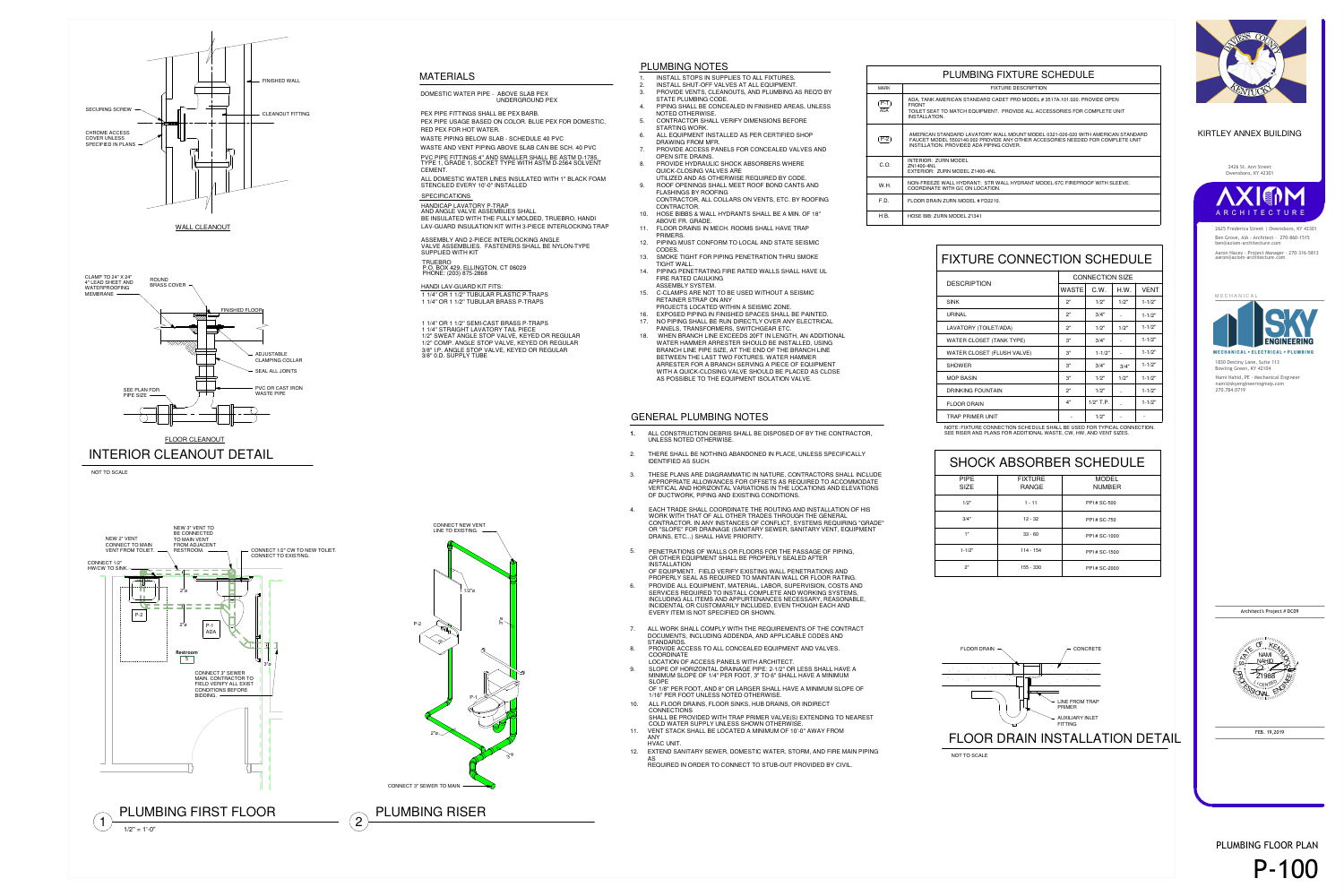## MATERIALS

DOMESTIC WATER PIPE - ABOVE SLAB PEX
UNDERGROUND PEX

PEX PIPE FITTINGS SHALL BE PEX BARB.

PEX PIPE USAGE BASED ON COLOR. BLUE PEX FOR DOMESTIC, RED PEX FOR HOT WATER.

WASTE PIPING BELOW SLAB - SCHEDULE 40 PVC

WASTE AND VENT PIPING ABOVE SLAB CAN BE SCH. 40 PVC

PVC PIPE FITTINGS 4" AND SMALLER SHALL BE ASTM D-1785, TYPE 1, GRADE 1, SOCKET TYPE WITH ASTM D-2564 SOLVENT CEMENT.

ALL DOMESTIC WATER LINES INSULATED WITH 1" BLACK FOAM STENCILED EVERY 10'-0" INSTALLED

SPECIFICATIONS

HANDICAP LAVATORY P-TRAP AND ANGLE VALVE ASSEMBLIES SHALL BE INSULATED WITH THE FULLY MOLDED, TRUEBRO, HANDI LAV-GUARD INSULATION KIT WITH 3-PIECE INTERLOCKING TRAP

ASSEMBLY AND 2-PIECE INTERLOCKING ANGLE VALVE ASSEMBLIES. FASTENERS SHALL BE NYLON-TYPE SUPPLIED WITH KIT

TRUEBRO
P.O. BOX 429, ELLINGTON, CT 06029
PHONE: (203) 875-2868

HANDI LAV-GUARD KIT FITS:
1 1/4" OR 1 1/2" TUBULAR PLASTIC P-TRAPS
1 1/4" OR 1 1/2" TUBULAR BRASS P-TRAPS

1 1/4" OR 1 1/2" SEMI-CAST BRASS P-TRAPS
1 1/4" STRAIGHT LAVATORY TAIL PIECE
1/2" SWEAT ANGLE STOP VALVE, KEYED OR REGULAR
1/2" COMP. ANGLE STOP VALVE, KEYED OR REGULAR
3/8" I.P. ANGLE STOP VALVE, KEYED OR REGULAR
3/8" O.D. SUPPLY TUBE

## PLUMBING NOTES

1. INSTALL STOPS IN SUPPLIES TO ALL FIXTURES.
2. INSTALL SHUT-OFF VALVES AT ALL EQUIPMENT.
3. PROVIDE VENTS, CLEANOUTS, AND PLUMBING AS REQ'D BY STATE PLUMBING CODE.
4. PIPING SHALL BE CONCEALED IN FINISHED AREAS, UNLESS NOTED OTHERWISE.
5. CONTRACTOR SHALL VERIFY DIMENSIONS BEFORE STARTING WORK.
6. ALL EQUIPMENT INSTALLED AS PER CERTIFIED SHOP DRAWING FROM MFR.
7. PROVIDE ACCESS PANELS FOR CONCEALED VALVES AND OPEN SITE DRAINS.
8. PROVIDE HYDRAULIC SHOCK ABSORBERS WHERE QUICK-CLOSING VALVES ARE UTILIZED AND AS OTHERWISE REQUIRED BY CODE.
9. ROOF OPENINGS SHALL MEET ROOF BOND CANTS AND FLASHINGS BY ROOFING CONTRACTOR, ALL COLLARS ON VENTS, ETC. BY ROOFING CONTRACTOR.
10. HOSE BIBBS & WALL HYDRANTS SHALL BE A MIN. OF 18" ABOVE FR. GRADE.
11. FLOOR DRAINS IN MECH. ROOMS SHALL HAVE TRAP PRIMERS.
12. PIPING MUST CONFORM TO LOCAL AND STATE SEISMIC CODES.
13. SMOKE TIGHT FOR PIPING PENETRATION THRU SMOKE TIGHT WALL.
14. PIPING PENETRATING FIRE RATED WALLS SHALL HAVE UL FIRE RATED CAULKING ASSEMBLY SYSTEM.
15. C-CLAMPS ARE NOT TO BE USED WITHOUT A SEISMIC RETAINER STRAP ON ANY PROJECTS LOCATED WITHIN A SEISMIC ZONE.
16. EXPOSED PIPING IN FINISHED SPACES SHALL BE PAINTED.
17. NO PIPING SHALL BE RUN DIRECTLY OVER ANY ELECTRICAL PANELS, TRANSFORMERS, SWITCHGEAR ETC.
18. WHEN BRANCH LINE EXCEEDS 20FT IN LENGTH, AN ADDITIONAL WATER HAMMER ARRESTER SHOULD BE INSTALLED, USING BRANCH LINE PIPE SIZE. AT THE END OF THE BRANCH LINE BETWEEN THE LAST TWO FIXTURES. WATER HAMMER ARRESTER FOR A BRANCH SERVING A PIECE OF EQUIPMENT WITH A QUICK-CLOSING VALVE SHOULD BE PLACED AS CLOSE AS POSSIBLE TO THE EQUIPMENT ISOLATION VALVE.

## GENERAL PLUMBING NOTES

1. ALL CONSTRUCTION DEBRIS SHALL BE DISPOSED OF BY THE CONTRACTOR, UNLESS NOTED OTHERWISE.
2. THERE SHALL BE NOTHING ABANDONED IN PLACE, UNLESS SPECIFICALLY IDENTIFIED AS SUCH.
3. THESE PLANS ARE DIAGRAMMATIC IN NATURE, CONTRACTORS SHALL INCLUDE APPROPRIATE ALLOWANCES FOR OFFSETS AS REQUIRED TO ACCOMMODATE VERTICAL AND HORIZONTAL VARIATIONS IN THE LOCATIONS AND ELEVATIONS OF DUCTWORK, PIPING AND EXISTING CONDITIONS.
4. EACH TRADE SHALL COORDINATE THE ROUTING AND INSTALLATION OF HIS WORK WITH THAT OF ALL OTHER TRADES THROUGH THE GENERAL CONTRACTOR. IN ANY INSTANCES OF CONFLICT, SYSTEMS REQUIRING "GRADE" OR "SLOPE" FOR DRAINAGE (SANITARY SEWER, SANITARY VENT, EQUIPMENT DRAINS, ETC...) SHALL HAVE PRIORITY.
5. PENETRATIONS OF WALLS OR FLOORS FOR THE PASSAGE OF PIPING, OR OTHER EQUIPMENT SHALL BE PROPERLY SEALED AFTER INSTALLATION OF EQUIPMENT. FIELD VERIFY EXISTING WALL PENETRATIONS AND PROPERLY SEAL AS REQUIRED TO MAINTAIN WALL OR FLOOR RATING.
6. PROVIDE ALL EQUIPMENT, MATERIAL, LABOR, SUPERVISION, COSTS AND SERVICES REQUIRED TO INSTALL COMPLETE AND WORKING SYSTEMS, INCLUDING ALL ITEMS AND APPURTENANCES NECESSARY, REASONABLE, INCIDENTAL OR CUSTOMARILY INCLUDED, EVEN THOUGH EACH AND EVERY ITEM IS NOT SPECIFIED OR SHOWN.
7. ALL WORK SHALL COMPLY WITH THE REQUIREMENTS OF THE CONTRACT DOCUMENTS, INCLUDING ADDENDA, AND APPLICABLE CODES AND STANDARDS.
8. PROVIDE ACCESS TO ALL CONCEALED EQUIPMENT AND VALVES. COORDINATE LOCATION OF ACCESS PANELS WITH ARCHITECT.
9. SLOPE OF HORIZONTAL DRAINAGE PIPE: 2-1/2" OR LESS SHALL HAVE A MINIMUM SLOPE OF 1/4" PER FOOT, 3" TO 6" SHALL HAVE A MINIMUM SLOPE OF 1/8" PER FOOT, AND 8" OR LARGER SHALL HAVE A MINIMUM SLOPE OF 1/16" PER FOOT UNLESS NOTED OTHERWISE.
10. ALL FLOOR DRAINS, FLOOR SINKS, HUB DRAINS, OR INDIRECT CONNECTIONS SHALL BE PROVIDED WITH TRAP PRIMER VALVE(S) EXTENDING TO NEAREST COLD WATER SUPPLY UNLESS SHOWN OTHERWISE.
11. VENT STACK SHALL BE LOCATED A MINIMUM OF 10'-0" AWAY FROM ANY HVAC UNIT.
12. EXTEND SANITARY SEWER, DOMESTIC WATER, STORM, AND FIRE MAIN PIPING AS REQUIRED IN ORDER TO CONNECT TO STUB-OUT PROVIDED BY CIVIL.

## PLUMBING FIXTURE SCHEDULE

| MARK | FIXTURE DESCRIPTION |
|---|---|
| P-1 ADA | ADA, TANK AMERICAN STANDARD CADET PRO MODEL #3517A.101.020. PROVIDE OPEN FRONT TOILET SEAT TO MATCH EQUIPMENT. PROVIDE ALL ACCESSORIES FOR COMPLETE UNIT INSTALLATION. |
| P-2 | AMERICAN STANDARD LAVATORY WALL MOUNT MODEL 0321-026-020 WITH AMERICAN STANDARD FAUCET MODEL 5502140.002 PROVIDE ANY OTHER ACCESORIES NEEDED FOR COMPLETE UNIT INSTALLATION. PROVIDED ADA PIPING COVER. |
| C.O. | INTERIOR: ZURN MODEL ZN1400-4NL EXTERIOR: ZURN MODEL Z1400-4NL |
| W.H. | NON-FREEZE WALL HYDRANT- STR WALL HYDRANT MODEL 67C FIREPROOF WITH SLEEVE. COORDINATE WITH GC ON LOCATION. |
| F.D. | FLOOR DRAIN ZURN MODEL # FD2210. |
| H.B. | HOSE BIB: ZURN MODEL Z1341 |

## FIXTURE CONNECTION SCHEDULE

| DESCRIPTION | CONNECTION SIZE | | | |
|---|---|---|---|---|
| | WASTE | C.W. | H.W. | VENT |
| SINK | 2" | 1/2" | 1/2" | 1-1/2" |
| URINAL | 2" | 3/4" | - | 1-1/2" |
| LAVATORY (TOILET/ADA) | 2" | 1/2" | 1/2" | 1-1/2" |
| WATER CLOSET (TANK TYPE) | 3" | 3/4" | - | 1-1/2" |
| WATER CLOSET (FLUSH VALVE) | 3" | 1-1/2" | - | 1-1/2" |
| SHOWER | 3" | 3/4" | 3/4" | 1-1/2" |
| MOP BASIN | 3" | 1/2" | 1/2" | 1-1/2" |
| DRINKING FOUNTAIN | 2" | 1/2" | - | 1-1/2" |
| FLOOR DRAIN | 4" | 1/2" T.P. | - | 1-1/2" |
| TRAP PRIMER UNIT | - | 1/2" | - | - |

NOTE: FIXTURE CONNECTION SCHEDULE SHALL BE USED FOR TYPICAL CONNECTION. SEE RISER AND PLANS FOR ADDITIONAL WASTE, CW, HW, AND VENT SIZES.

## SHOCK ABSORBER SCHEDULE

| PIPE SIZE | FIXTURE RANGE | MODEL NUMBER |
|---|---|---|
| 1/2" | 1 - 11 | PPI# SC-500 |
| 3/4" | 12 - 32 | PPI# SC-750 |
| 1" | 33 - 60 | PPI# SC-1000 |
| 1-1/2" | 114 - 154 | PPI# SC-1500 |
| 2" | 155 - 330 | PPI# SC-2000 |

FINISHED WALL
SECURING SCREW
CLEANOUT FITTING
CHROME ACCESS COVER UNLESS SPECIFIED IN PLANS

WALL CLEANOUT

CLAMP TO 24" X 24" 4" LEAD SHEET AND WATERPROOFING MEMBRANE
ROUND BRASS COVER
FINISHED FLOOR
ADJUSTABLE CLAMPING COLLAR
SEAL ALL JOINTS
SEE PLAN FOR PIPE SIZE
PVC OR CAST IRON WASTE PIPE

FLOOR CLEANOUT

## INTERIOR CLEANOUT DETAIL

NOT TO SCALE

NEW 2" VENT CONNECT TO MAIN VENT FROM TOILET.
NEW 3" VENT TO BE CONNECTED TO MAIN VENT FROM ADJACENT RESTROOM.
CONNECT 1/2" CW TO NEW TOILET. CONNECT TO EXISTING.
CONNECT 1/2" HW/CW TO SINK.
P-2
P-1 ADA
2"ø
2"ø
3"ø
Restroom 5
CONNECT 3" SEWER MAIN. CONTRACTOR TO FIELD VERIFY ALL EXIST CONDITIONS BEFORE BIDDING.

## 1 PLUMBING FIRST FLOOR

1/2" = 1'-0"

CONNECT NEW VENT LINE TO EXISTING.
1/2"ø
3"ø
P-2
P-1
2"ø
3"ø
CONNECT 3" SEWER TO MAIN

## 2 PLUMBING RISER

FLOOR DRAIN
CONCRETE
LINE FROM TRAP PRIMER
AUXILIARY INLET FITTING

## FLOOR DRAIN INSTALLATION DETAIL

NOT TO SCALE

KIRTLEY ANNEX BUILDING

2426 St. Ann Street
Owensboro, KY 42301

AXIOM ARCHITECTURE

2625 Frederica Street | Owensboro, KY 42301
Ben Grove, AIA - Architect - 270-860-1515
ben@axiom-architecture.com
Aaron Nacey - Project Manager - 270-316-5813
aaron@axiom-architecture.com

MECHANICAL

SKY ENGINEERING
MECHANICAL • ELECTRICAL • PLUMBING

1830 Destiny Lane, Suite 113
Bowling Green, KY 42104
Nami Nahid, PE - Mechanical Engineer
nami@skyengineeringmep.com
270.784.0719

Architect's Project # DC09

STATE OF KENTUCKY NAMI NAHID 21988 LICENSED PROFESSIONAL ENGINEER

FEB. 19,2019

PLUMBING FLOOR PLAN

P-100